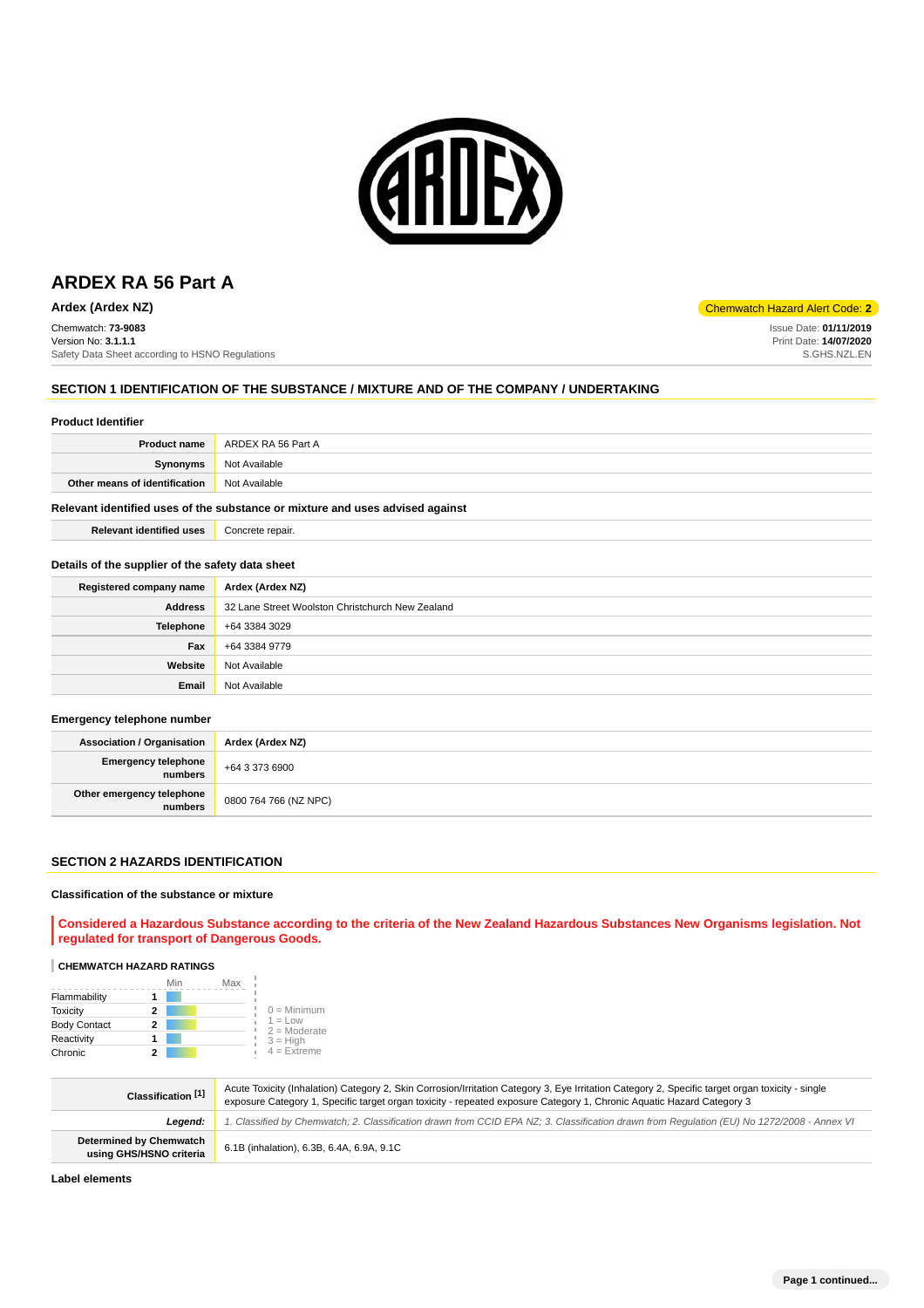# ARDEX RA 56 Part A

**Ardex (Ardex NZ)**

Chemwatch Hazard Alert Code: **2**

Chemwatch: **73-9083**
Version No: **3.1.1.1**
Safety Data Sheet according to HSNO Regulations

Issue Date: **01/11/2019**
Print Date: **14/07/2020**
S.GHS.NZL.EN

## SECTION 1 IDENTIFICATION OF THE SUBSTANCE / MIXTURE AND OF THE COMPANY / UNDERTAKING

### Product Identifier

| | |
|---|---|
| **Product name** | ARDEX RA 56 Part A |
| **Synonyms** | Not Available |
| **Other means of identification** | Not Available |

### Relevant identified uses of the substance or mixture and uses advised against

| | |
|---|---|
| **Relevant identified uses** | Concrete repair. |

### Details of the supplier of the safety data sheet

| | |
|---|---|
| **Registered company name** | **Ardex (Ardex NZ)** |
| **Address** | 32 Lane Street Woolston Christchurch New Zealand |
| **Telephone** | +64 3384 3029 |
| **Fax** | +64 3384 9779 |
| **Website** | Not Available |
| **Email** | Not Available |

### Emergency telephone number

| | |
|---|---|
| **Association / Organisation** | **Ardex (Ardex NZ)** |
| **Emergency telephone numbers** | +64 3 373 6900 |
| **Other emergency telephone numbers** | 0800 764 766 (NZ NPC) |

## SECTION 2 HAZARDS IDENTIFICATION

### Classification of the substance or mixture

**Considered a Hazardous Substance according to the criteria of the New Zealand Hazardous Substances New Organisms legislation. Not regulated for transport of Dangerous Goods.**

**CHEMWATCH HAZARD RATINGS**

| | | Min | Max |
|---|---|---|---|
| Flammability | 1 | | |
| Toxicity | 2 | | |
| Body Contact | 2 | | |
| Reactivity | 1 | | |
| Chronic | 2 | | |

0 = Minimum
1 = Low
2 = Moderate
3 = High
4 = Extreme

| | |
|---|---|
| **Classification [1]** | Acute Toxicity (Inhalation) Category 2, Skin Corrosion/Irritation Category 3, Eye Irritation Category 2, Specific target organ toxicity - single exposure Category 1, Specific target organ toxicity - repeated exposure Category 1, Chronic Aquatic Hazard Category 3 |
| ***Legend:*** | *1. Classified by Chemwatch; 2. Classification drawn from CCID EPA NZ; 3. Classification drawn from Regulation (EU) No 1272/2008 - Annex VI* |
| **Determined by Chemwatch using GHS/HSNO criteria** | 6.1B (inhalation), 6.3B, 6.4A, 6.9A, 9.1C |

### Label elements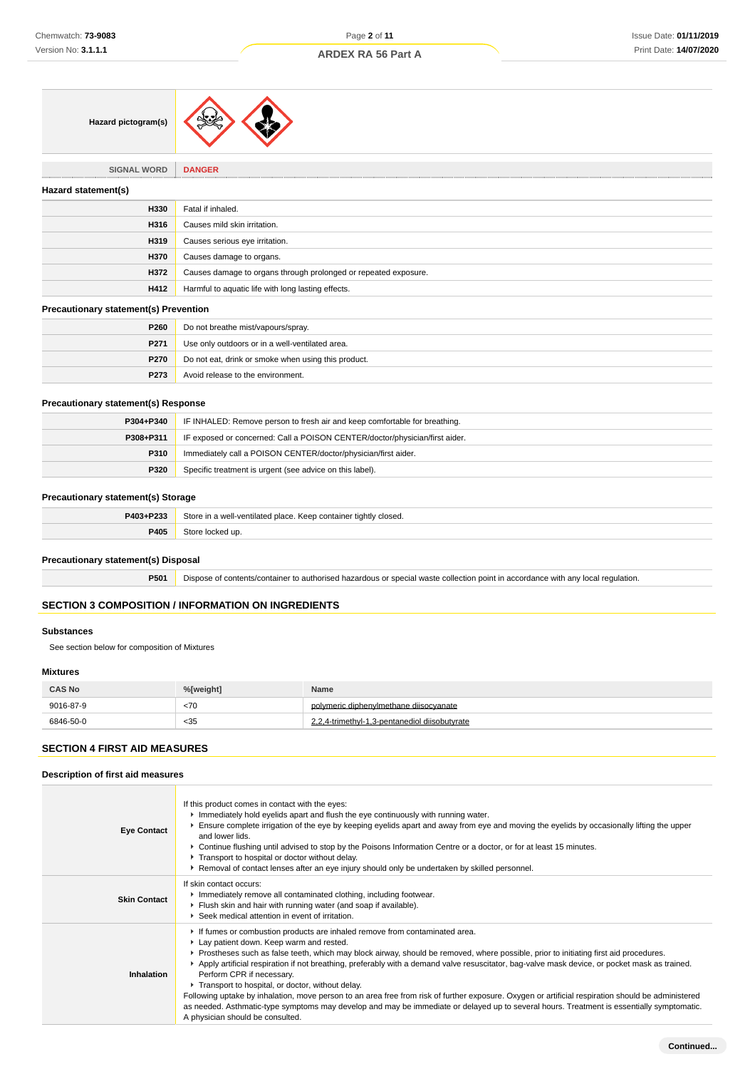| | |
|---|---|
| **Hazard pictogram(s)** | |
| **SIGNAL WORD** | **DANGER** |

### Hazard statement(s)

| | |
|---|---|
| **H330** | Fatal if inhaled. |
| **H316** | Causes mild skin irritation. |
| **H319** | Causes serious eye irritation. |
| **H370** | Causes damage to organs. |
| **H372** | Causes damage to organs through prolonged or repeated exposure. |
| **H412** | Harmful to aquatic life with long lasting effects. |

### Precautionary statement(s) Prevention

| | |
|---|---|
| **P260** | Do not breathe mist/vapours/spray. |
| **P271** | Use only outdoors or in a well-ventilated area. |
| **P270** | Do not eat, drink or smoke when using this product. |
| **P273** | Avoid release to the environment. |

### Precautionary statement(s) Response

| | |
|---|---|
| **P304+P340** | IF INHALED: Remove person to fresh air and keep comfortable for breathing. |
| **P308+P311** | IF exposed or concerned: Call a POISON CENTER/doctor/physician/first aider. |
| **P310** | Immediately call a POISON CENTER/doctor/physician/first aider. |
| **P320** | Specific treatment is urgent (see advice on this label). |

### Precautionary statement(s) Storage

| | |
|---|---|
| **P403+P233** | Store in a well-ventilated place. Keep container tightly closed. |
| **P405** | Store locked up. |

### Precautionary statement(s) Disposal

| | |
|---|---|
| **P501** | Dispose of contents/container to authorised hazardous or special waste collection point in accordance with any local regulation. |

## SECTION 3 COMPOSITION / INFORMATION ON INGREDIENTS

### Substances

See section below for composition of Mixtures

### Mixtures

| CAS No | %[weight] | Name |
|---|---|---|
| 9016-87-9 | <70 | polymeric diphenylmethane diisocyanate |
| 6846-50-0 | <35 | 2,2,4-trimethyl-1,3-pentanediol diisobutyrate |

## SECTION 4 FIRST AID MEASURES

### Description of first aid measures

| | |
|---|---|
| **Eye Contact** | If this product comes in contact with the eyes:<br>▸ Immediately hold eyelids apart and flush the eye continuously with running water.<br>▸ Ensure complete irrigation of the eye by keeping eyelids apart and away from eye and moving the eyelids by occasionally lifting the upper and lower lids.<br>▸ Continue flushing until advised to stop by the Poisons Information Centre or a doctor, or for at least 15 minutes.<br>▸ Transport to hospital or doctor without delay.<br>▸ Removal of contact lenses after an eye injury should only be undertaken by skilled personnel. |
| **Skin Contact** | If skin contact occurs:<br>▸ Immediately remove all contaminated clothing, including footwear.<br>▸ Flush skin and hair with running water (and soap if available).<br>▸ Seek medical attention in event of irritation. |
| **Inhalation** | ▸ If fumes or combustion products are inhaled remove from contaminated area.<br>▸ Lay patient down. Keep warm and rested.<br>▸ Prostheses such as false teeth, which may block airway, should be removed, where possible, prior to initiating first aid procedures.<br>▸ Apply artificial respiration if not breathing, preferably with a demand valve resuscitator, bag-valve mask device, or pocket mask as trained. Perform CPR if necessary.<br>▸ Transport to hospital, or doctor, without delay.<br>Following uptake by inhalation, move person to an area free from risk of further exposure. Oxygen or artificial respiration should be administered as needed. Asthmatic-type symptoms may develop and may be immediate or delayed up to several hours. Treatment is essentially symptomatic. A physician should be consulted. |

Continued...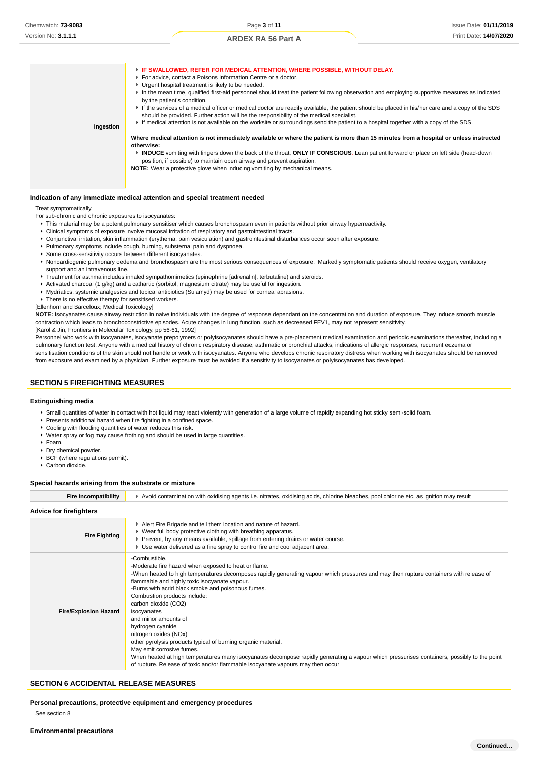| | |
|---|---|
| **Ingestion** | ▸ **IF SWALLOWED, REFER FOR MEDICAL ATTENTION, WHERE POSSIBLE, WITHOUT DELAY.**<br>▸ For advice, contact a Poisons Information Centre or a doctor.<br>▸ Urgent hospital treatment is likely to be needed.<br>▸ In the mean time, qualified first-aid personnel should treat the patient following observation and employing supportive measures as indicated by the patient's condition.<br>▸ If the services of a medical officer or medical doctor are readily available, the patient should be placed in his/her care and a copy of the SDS should be provided. Further action will be the responsibility of the medical specialist.<br>▸ If medical attention is not available on the worksite or surroundings send the patient to a hospital together with a copy of the SDS.<br><br>**Where medical attention is not immediately available or where the patient is more than 15 minutes from a hospital or unless instructed otherwise:**<br>▸ **INDUCE** vomiting with fingers down the back of the throat, **ONLY IF CONSCIOUS**. Lean patient forward or place on left side (head-down position, if possible) to maintain open airway and prevent aspiration.<br>**NOTE:** Wear a protective glove when inducing vomiting by mechanical means. |

### Indication of any immediate medical attention and special treatment needed

Treat symptomatically.
For sub-chronic and chronic exposures to isocyanates:

- This material may be a potent pulmonary sensitiser which causes bronchospasm even in patients without prior airway hyperreactivity.
- Clinical symptoms of exposure involve mucosal irritation of respiratory and gastrointestinal tracts.
- Conjunctival irritation, skin inflammation (erythema, pain vesiculation) and gastrointestinal disturbances occur soon after exposure.
- Pulmonary symptoms include cough, burning, substernal pain and dyspnoea.
- Some cross-sensitivity occurs between different isocyanates.
- Noncardiogenic pulmonary oedema and bronchospasm are the most serious consequences of exposure. Markedly symptomatic patients should receive oxygen, ventilatory support and an intravenous line.
- Treatment for asthma includes inhaled sympathomimetics (epinephrine [adrenalin], terbutaline) and steroids.
- Activated charcoal (1 g/kg) and a cathartic (sorbitol, magnesium citrate) may be useful for ingestion.
- Mydriatics, systemic analgesics and topical antibiotics (Sulamyd) may be used for corneal abrasions.
- There is no effective therapy for sensitised workers.

[Ellenhorn and Barceloux; Medical Toxicology]

**NOTE:** Isocyanates cause airway restriction in naive individuals with the degree of response dependant on the concentration and duration of exposure. They induce smooth muscle contraction which leads to bronchoconstrictive episodes. Acute changes in lung function, such as decreased FEV1, may not represent sensitivity.
[Karol & Jin, Frontiers in Molecular Toxicology, pp 56-61, 1992]

Personnel who work with isocyanates, isocyanate prepolymers or polyisocyanates should have a pre-placement medical examination and periodic examinations thereafter, including a pulmonary function test. Anyone with a medical history of chronic respiratory disease, asthmatic or bronchial attacks, indications of allergic responses, recurrent eczema or sensitisation conditions of the skin should not handle or work with isocyanates. Anyone who develops chronic respiratory distress when working with isocyanates should be removed from exposure and examined by a physician. Further exposure must be avoided if a sensitivity to isocyanates or polyisocyanates has developed.

## SECTION 5 FIREFIGHTING MEASURES

### Extinguishing media

- Small quantities of water in contact with hot liquid may react violently with generation of a large volume of rapidly expanding hot sticky semi-solid foam.
- Presents additional hazard when fire fighting in a confined space.
- Cooling with flooding quantities of water reduces this risk.
- Water spray or fog may cause frothing and should be used in large quantities.
- Foam.
- Dry chemical powder.
- BCF (where regulations permit).
- Carbon dioxide.

### Special hazards arising from the substrate or mixture

| | |
|---|---|
| **Fire Incompatibility** | ▸ Avoid contamination with oxidising agents i.e. nitrates, oxidising acids, chlorine bleaches, pool chlorine etc. as ignition may result |

### Advice for firefighters

| | |
|---|---|
| **Fire Fighting** | ▸ Alert Fire Brigade and tell them location and nature of hazard.<br>▸ Wear full body protective clothing with breathing apparatus.<br>▸ Prevent, by any means available, spillage from entering drains or water course.<br>▸ Use water delivered as a fine spray to control fire and cool adjacent area. |
| **Fire/Explosion Hazard** | -Combustible.<br>-Moderate fire hazard when exposed to heat or flame.<br>-When heated to high temperatures decomposes rapidly generating vapour which pressures and may then rupture containers with release of flammable and highly toxic isocyanate vapour.<br>-Burns with acrid black smoke and poisonous fumes.<br>Combustion products include:<br>carbon dioxide ($CO_2$)<br>isocyanates<br>and minor amounts of<br>hydrogen cyanide<br>nitrogen oxides ($NO_x$)<br>other pyrolysis products typical of burning organic material.<br>May emit corrosive fumes.<br>When heated at high temperatures many isocyanates decompose rapidly generating a vapour which pressurises containers, possibly to the point of rupture. Release of toxic and/or flammable isocyanate vapours may then occur |

## SECTION 6 ACCIDENTAL RELEASE MEASURES

### Personal precautions, protective equipment and emergency procedures

See section 8

### Environmental precautions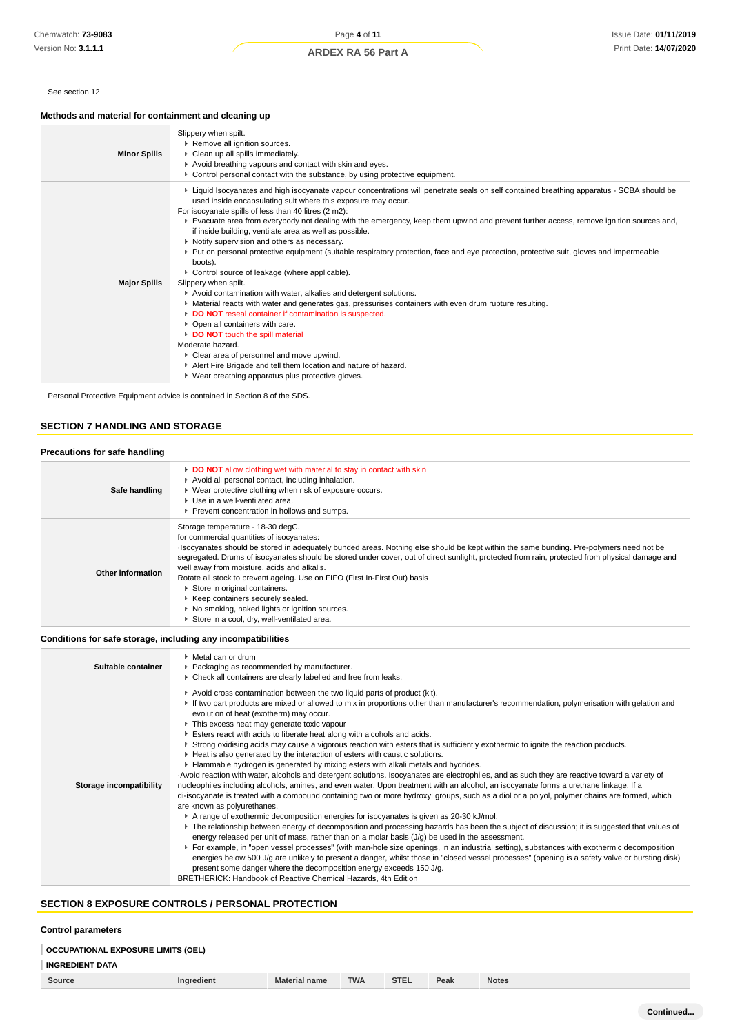See section 12

### Methods and material for containment and cleaning up

| | |
|---|---|
| **Minor Spills** | Slippery when spilt.<br>▸ Remove all ignition sources.<br>▸ Clean up all spills immediately.<br>▸ Avoid breathing vapours and contact with skin and eyes.<br>▸ Control personal contact with the substance, by using protective equipment. |
| **Major Spills** | ▸ Liquid Isocyanates and high isocyanate vapour concentrations will penetrate seals on self contained breathing apparatus - SCBA should be used inside encapsulating suit where this exposure may occur.<br>For isocyanate spills of less than 40 litres (2 m2):<br>▸ Evacuate area from everybody not dealing with the emergency, keep them upwind and prevent further access, remove ignition sources and, if inside building, ventilate area as well as possible.<br>▸ Notify supervision and others as necessary.<br>▸ Put on personal protective equipment (suitable respiratory protection, face and eye protection, protective suit, gloves and impermeable boots).<br>▸ Control source of leakage (where applicable).<br>Slippery when spilt.<br>▸ Avoid contamination with water, alkalies and detergent solutions.<br>▸ Material reacts with water and generates gas, pressurises containers with even drum rupture resulting.<br>▸ **DO NOT** reseal container if contamination is suspected.<br>▸ Open all containers with care.<br>▸ **DO NOT** touch the spill material<br>Moderate hazard.<br>▸ Clear area of personnel and move upwind.<br>▸ Alert Fire Brigade and tell them location and nature of hazard.<br>▸ Wear breathing apparatus plus protective gloves. |

Personal Protective Equipment advice is contained in Section 8 of the SDS.

## SECTION 7 HANDLING AND STORAGE

### Precautions for safe handling

| | |
|---|---|
| **Safe handling** | ▸ **DO NOT** allow clothing wet with material to stay in contact with skin<br>▸ Avoid all personal contact, including inhalation.<br>▸ Wear protective clothing when risk of exposure occurs.<br>▸ Use in a well-ventilated area.<br>▸ Prevent concentration in hollows and sumps. |
| **Other information** | Storage temperature - 18-30 degC.<br>for commercial quantities of isocyanates:<br>·Isocyanates should be stored in adequately bunded areas. Nothing else should be kept within the same bunding. Pre-polymers need not be segregated. Drums of isocyanates should be stored under cover, out of direct sunlight, protected from rain, protected from physical damage and well away from moisture, acids and alkalis.<br>Rotate all stock to prevent ageing. Use on FIFO (First In-First Out) basis<br>▸ Store in original containers.<br>▸ Keep containers securely sealed.<br>▸ No smoking, naked lights or ignition sources.<br>▸ Store in a cool, dry, well-ventilated area. |

### Conditions for safe storage, including any incompatibilities

| | |
|---|---|
| **Suitable container** | ▸ Metal can or drum<br>▸ Packaging as recommended by manufacturer.<br>▸ Check all containers are clearly labelled and free from leaks. |
| **Storage incompatibility** | ▸ Avoid cross contamination between the two liquid parts of product (kit).<br>▸ If two part products are mixed or allowed to mix in proportions other than manufacturer's recommendation, polymerisation with gelation and evolution of heat (exotherm) may occur.<br>▸ This excess heat may generate toxic vapour<br>▸ Esters react with acids to liberate heat along with alcohols and acids.<br>▸ Strong oxidising acids may cause a vigorous reaction with esters that is sufficiently exothermic to ignite the reaction products.<br>▸ Heat is also generated by the interaction of esters with caustic solutions.<br>▸ Flammable hydrogen is generated by mixing esters with alkali metals and hydrides.<br>·Avoid reaction with water, alcohols and detergent solutions. Isocyanates are electrophiles, and as such they are reactive toward a variety of nucleophiles including alcohols, amines, and even water. Upon treatment with an alcohol, an isocyanate forms a urethane linkage. If a di-isocyanate is treated with a compound containing two or more hydroxyl groups, such as a diol or a polyol, polymer chains are formed, which are known as polyurethanes.<br>▸ A range of exothermic decomposition energies for isocyanates is given as 20-30 kJ/mol.<br>▸ The relationship between energy of decomposition and processing hazards has been the subject of discussion; it is suggested that values of energy released per unit of mass, rather than on a molar basis (J/g) be used in the assessment.<br>▸ For example, in "open vessel processes" (with man-hole size openings, in an industrial setting), substances with exothermic decomposition energies below 500 J/g are unlikely to present a danger, whilst those in "closed vessel processes" (opening is a safety valve or bursting disk) present some danger where the decomposition energy exceeds 150 J/g.<br>BRETHERICK: Handbook of Reactive Chemical Hazards, 4th Edition |

## SECTION 8 EXPOSURE CONTROLS / PERSONAL PROTECTION

### Control parameters

**OCCUPATIONAL EXPOSURE LIMITS (OEL)**

**INGREDIENT DATA**

| Source | Ingredient | Material name | TWA | STEL | Peak | Notes |
|---|---|---|---|---|---|---|

Continued...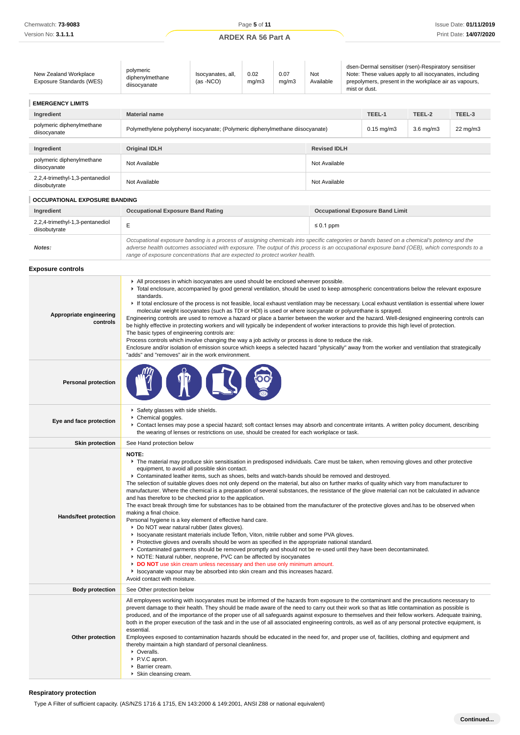| New Zealand Workplace Exposure Standards (WES) | polymeric diphenylmethane diisocyanate | Isocyanates, all, (as -NCO) | 0.02 mg/m3 | 0.07 mg/m3 | Not Available | dsen-Dermal sensitiser (rsen)-Respiratory sensitiser Note: These values apply to all isocyanates, including prepolymers, present in the workplace air as vapours, mist or dust. |
|---|---|---|---|---|---|---|

### EMERGENCY LIMITS

| Ingredient | Material name | TEEL-1 | TEEL-2 | TEEL-3 |
|---|---|---|---|---|
| polymeric diphenylmethane diisocyanate | Polymethylene polyphenyl isocyanate; (Polymeric diphenylmethane diisocyanate) | 0.15 mg/m3 | 3.6 mg/m3 | 22 mg/m3 |

| Ingredient | Original IDLH | Revised IDLH |
|---|---|---|
| polymeric diphenylmethane diisocyanate | Not Available | Not Available |
| 2,2,4-trimethyl-1,3-pentanediol diisobutyrate | Not Available | Not Available |

### OCCUPATIONAL EXPOSURE BANDING

| Ingredient | Occupational Exposure Band Rating | Occupational Exposure Band Limit |
|---|---|---|
| 2,2,4-trimethyl-1,3-pentanediol diisobutyrate | E | ≤ 0.1 ppm |
| ***Notes:*** | *Occupational exposure banding is a process of assigning chemicals into specific categories or bands based on a chemical's potency and the adverse health outcomes associated with exposure. The output of this process is an occupational exposure band (OEB), which corresponds to a range of exposure concentrations that are expected to protect worker health.* | |

### Exposure controls

| | |
|---|---|
| **Appropriate engineering controls** | ▸ All processes in which isocyanates are used should be enclosed wherever possible.<br>▸ Total enclosure, accompanied by good general ventilation, should be used to keep atmospheric concentrations below the relevant exposure standards.<br>▸ If total enclosure of the process is not feasible, local exhaust ventilation may be necessary. Local exhaust ventilation is essential where lower molecular weight isocyanates (such as TDI or HDI) is used or where isocyanate or polyurethane is sprayed.<br>Engineering controls are used to remove a hazard or place a barrier between the worker and the hazard. Well-designed engineering controls can be highly effective in protecting workers and will typically be independent of worker interactions to provide this high level of protection.<br>The basic types of engineering controls are:<br>Process controls which involve changing the way a job activity or process is done to reduce the risk.<br>Enclosure and/or isolation of emission source which keeps a selected hazard "physically" away from the worker and ventilation that strategically "adds" and "removes" air in the work environment. |
| **Personal protection** | |
| **Eye and face protection** | ▸ Safety glasses with side shields.<br>▸ Chemical goggles.<br>▸ Contact lenses may pose a special hazard; soft contact lenses may absorb and concentrate irritants. A written policy document, describing the wearing of lenses or restrictions on use, should be created for each workplace or task. |
| **Skin protection** | See Hand protection below |
| **Hands/feet protection** | **NOTE:**<br>▸ The material may produce skin sensitisation in predisposed individuals. Care must be taken, when removing gloves and other protective equipment, to avoid all possible skin contact.<br>▸ Contaminated leather items, such as shoes, belts and watch-bands should be removed and destroyed.<br>The selection of suitable gloves does not only depend on the material, but also on further marks of quality which vary from manufacturer to manufacturer. Where the chemical is a preparation of several substances, the resistance of the glove material can not be calculated in advance and has therefore to be checked prior to the application.<br>The exact break through time for substances has to be obtained from the manufacturer of the protective gloves and.has to be observed when making a final choice.<br>Personal hygiene is a key element of effective hand care.<br>▸ Do NOT wear natural rubber (latex gloves).<br>▸ Isocyanate resistant materials include Teflon, Viton, nitrile rubber and some PVA gloves.<br>▸ Protective gloves and overalls should be worn as specified in the appropriate national standard.<br>▸ Contaminated garments should be removed promptly and should not be re-used until they have been decontaminated.<br>▸ NOTE: Natural rubber, neoprene, PVC can be affected by isocyanates<br>▸ **DO NOT** use skin cream unless necessary and then use only minimum amount.<br>▸ Isocyanate vapour may be absorbed into skin cream and this increases hazard.<br>Avoid contact with moisture. |
| **Body protection** | See Other protection below |
| **Other protection** | All employees working with isocyanates must be informed of the hazards from exposure to the contaminant and the precautions necessary to prevent damage to their health. They should be made aware of the need to carry out their work so that as little contamination as possible is produced, and of the importance of the proper use of all safeguards against exposure to themselves and their fellow workers. Adequate training, both in the proper execution of the task and in the use of all associated engineering controls, as well as of any personal protective equipment, is essential.<br>Employees exposed to contamination hazards should be educated in the need for, and proper use of, facilities, clothing and equipment and thereby maintain a high standard of personal cleanliness.<br>▸ Overalls.<br>▸ P.V.C apron.<br>▸ Barrier cream.<br>▸ Skin cleansing cream. |

### Respiratory protection

Type A Filter of sufficient capacity. (AS/NZS 1716 & 1715, EN 143:2000 & 149:2001, ANSI Z88 or national equivalent)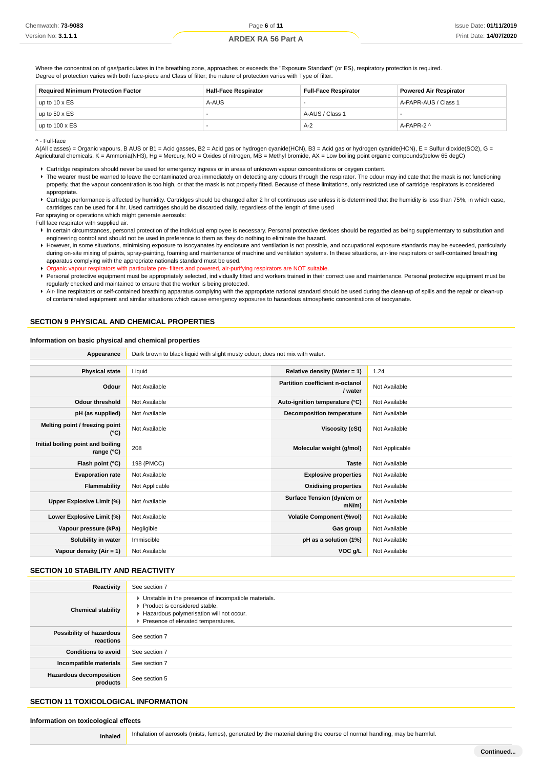Where the concentration of gas/particulates in the breathing zone, approaches or exceeds the "Exposure Standard" (or ES), respiratory protection is required.
Degree of protection varies with both face-piece and Class of filter; the nature of protection varies with Type of filter.

| Required Minimum Protection Factor | Half-Face Respirator | Full-Face Respirator | Powered Air Respirator |
|---|---|---|---|
| up to 10 x ES | A-AUS | - | A-PAPR-AUS / Class 1 |
| up to 50 x ES | - | A-AUS / Class 1 | - |
| up to 100 x ES | - | A-2 | A-PAPR-2 ^ |

^ - Full-face
A(All classes) = Organic vapours, B AUS or B1 = Acid gasses, B2 = Acid gas or hydrogen cyanide(HCN), B3 = Acid gas or hydrogen cyanide(HCN), E = Sulfur dioxide(SO2), G = Agricultural chemicals, K = Ammonia(NH3), Hg = Mercury, NO = Oxides of nitrogen, MB = Methyl bromide, AX = Low boiling point organic compounds(below 65 degC)

- Cartridge respirators should never be used for emergency ingress or in areas of unknown vapour concentrations or oxygen content.
- The wearer must be warned to leave the contaminated area immediately on detecting any odours through the respirator. The odour may indicate that the mask is not functioning properly, that the vapour concentration is too high, or that the mask is not properly fitted. Because of these limitations, only restricted use of cartridge respirators is considered appropriate.
- Cartridge performance is affected by humidity. Cartridges should be changed after 2 hr of continuous use unless it is determined that the humidity is less than 75%, in which case, cartridges can be used for 4 hr. Used cartridges should be discarded daily, regardless of the length of time used

For spraying or operations which might generate aerosols:
Full face respirator with supplied air.

- In certain circumstances, personal protection of the individual employee is necessary. Personal protective devices should be regarded as being supplementary to substitution and engineering control and should not be used in preference to them as they do nothing to eliminate the hazard.
- However, in some situations, minimising exposure to isocyanates by enclosure and ventilation is not possible, and occupational exposure standards may be exceeded, particularly during on-site mixing of paints, spray-painting, foaming and maintenance of machine and ventilation systems. In these situations, air-line respirators or self-contained breathing apparatus complying with the appropriate nationals standard should be used.
- Organic vapour respirators with particulate pre- filters and powered, air-purifying respirators are NOT suitable.
- Personal protective equipment must be appropriately selected, individually fitted and workers trained in their correct use and maintenance. Personal protective equipment must be regularly checked and maintained to ensure that the worker is being protected.
- Air- line respirators or self-contained breathing apparatus complying with the appropriate national standard should be used during the clean-up of spills and the repair or clean-up of contaminated equipment and similar situations which cause emergency exposures to hazardous atmospheric concentrations of isocyanate.

## SECTION 9 PHYSICAL AND CHEMICAL PROPERTIES

### Information on basic physical and chemical properties

| Appearance | Dark brown to black liquid with slight musty odour; does not mix with water. | | |
|---|---|---|---|
| Physical state | Liquid | Relative density (Water = 1) | 1.24 |
| Odour | Not Available | Partition coefficient n-octanol / water | Not Available |
| Odour threshold | Not Available | Auto-ignition temperature (°C) | Not Available |
| pH (as supplied) | Not Available | Decomposition temperature | Not Available |
| Melting point / freezing point (°C) | Not Available | Viscosity (cSt) | Not Available |
| Initial boiling point and boiling range (°C) | 208 | Molecular weight (g/mol) | Not Applicable |
| Flash point (°C) | 198 (PMCC) | Taste | Not Available |
| Evaporation rate | Not Available | Explosive properties | Not Available |
| Flammability | Not Applicable | Oxidising properties | Not Available |
| Upper Explosive Limit (%) | Not Available | Surface Tension (dyn/cm or mN/m) | Not Available |
| Lower Explosive Limit (%) | Not Available | Volatile Component (%vol) | Not Available |
| Vapour pressure (kPa) | Negligible | Gas group | Not Available |
| Solubility in water | Immiscible | pH as a solution (1%) | Not Available |
| Vapour density (Air = 1) | Not Available | VOC g/L | Not Available |

## SECTION 10 STABILITY AND REACTIVITY

| Reactivity | See section 7 |
|---|---|
| Chemical stability | - Unstable in the presence of incompatible materials.<br>- Product is considered stable.<br>- Hazardous polymerisation will not occur.<br>- Presence of elevated temperatures. |
| Possibility of hazardous reactions | See section 7 |
| Conditions to avoid | See section 7 |
| Incompatible materials | See section 7 |
| Hazardous decomposition products | See section 5 |

## SECTION 11 TOXICOLOGICAL INFORMATION

### Information on toxicological effects

| Inhaled | Inhalation of aerosols (mists, fumes), generated by the material during the course of normal handling, may be harmful. |
|---|---|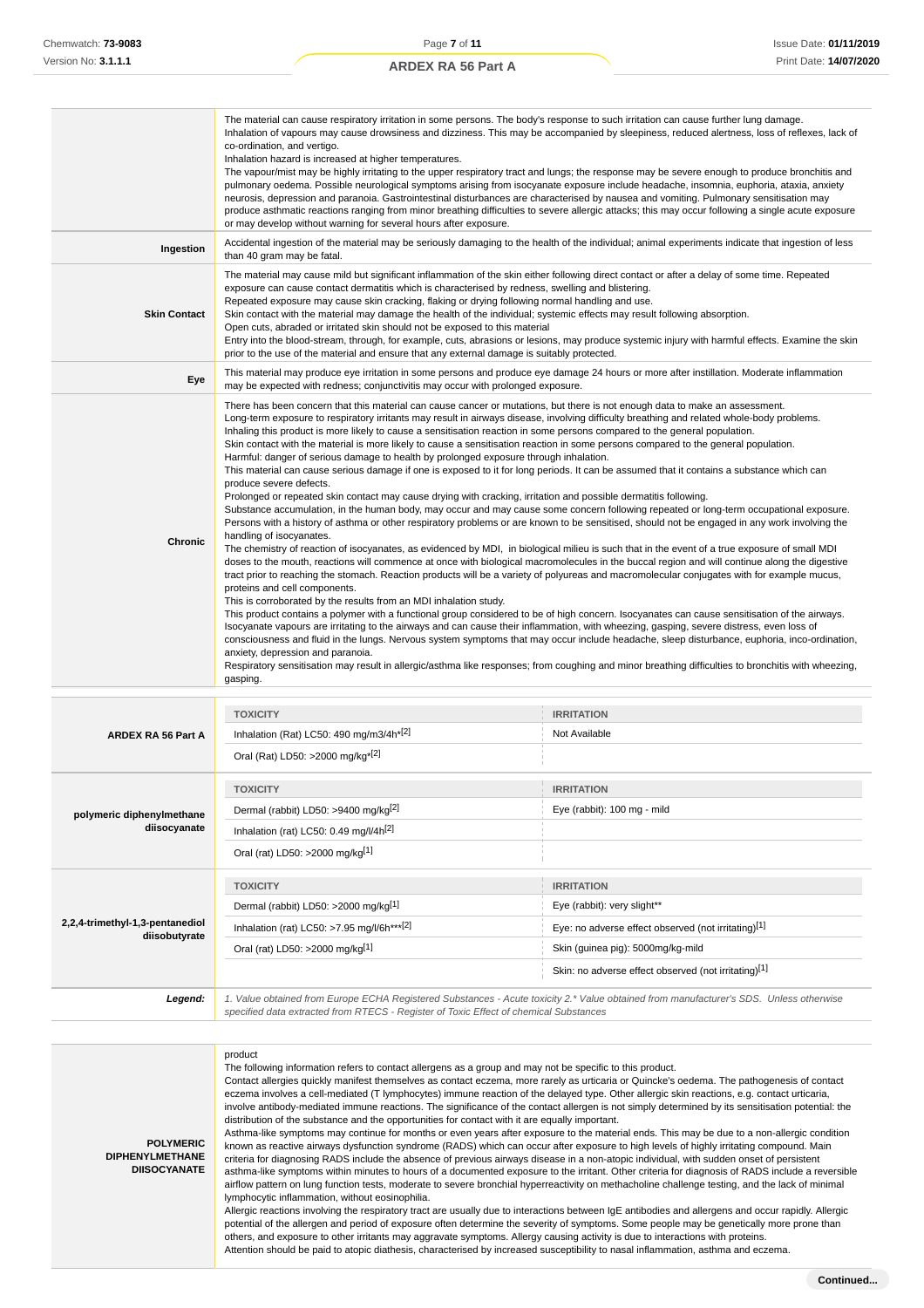| | |
|---|---|
| | The material can cause respiratory irritation in some persons. The body's response to such irritation can cause further lung damage.<br>Inhalation of vapours may cause drowsiness and dizziness. This may be accompanied by sleepiness, reduced alertness, loss of reflexes, lack of co-ordination, and vertigo.<br>Inhalation hazard is increased at higher temperatures.<br>The vapour/mist may be highly irritating to the upper respiratory tract and lungs; the response may be severe enough to produce bronchitis and pulmonary oedema. Possible neurological symptoms arising from isocyanate exposure include headache, insomnia, euphoria, ataxia, anxiety neurosis, depression and paranoia. Gastrointestinal disturbances are characterised by nausea and vomiting. Pulmonary sensitisation may produce asthmatic reactions ranging from minor breathing difficulties to severe allergic attacks; this may occur following a single acute exposure or may develop without warning for several hours after exposure. |
| **Ingestion** | Accidental ingestion of the material may be seriously damaging to the health of the individual; animal experiments indicate that ingestion of less than 40 gram may be fatal. |
| **Skin Contact** | The material may cause mild but significant inflammation of the skin either following direct contact or after a delay of some time. Repeated exposure can cause contact dermatitis which is characterised by redness, swelling and blistering.<br>Repeated exposure may cause skin cracking, flaking or drying following normal handling and use.<br>Skin contact with the material may damage the health of the individual; systemic effects may result following absorption.<br>Open cuts, abraded or irritated skin should not be exposed to this material<br>Entry into the blood-stream, through, for example, cuts, abrasions or lesions, may produce systemic injury with harmful effects. Examine the skin prior to the use of the material and ensure that any external damage is suitably protected. |
| **Eye** | This material may produce eye irritation in some persons and produce eye damage 24 hours or more after instillation. Moderate inflammation may be expected with redness; conjunctivitis may occur with prolonged exposure. |
| **Chronic** | There has been concern that this material can cause cancer or mutations, but there is not enough data to make an assessment.<br>Long-term exposure to respiratory irritants may result in airways disease, involving difficulty breathing and related whole-body problems.<br>Inhaling this product is more likely to cause a sensitisation reaction in some persons compared to the general population.<br>Skin contact with the material is more likely to cause a sensitisation reaction in some persons compared to the general population.<br>Harmful: danger of serious damage to health by prolonged exposure through inhalation.<br>This material can cause serious damage if one is exposed to it for long periods. It can be assumed that it contains a substance which can produce severe defects.<br>Prolonged or repeated skin contact may cause drying with cracking, irritation and possible dermatitis following.<br>Substance accumulation, in the human body, may occur and may cause some concern following repeated or long-term occupational exposure.<br>Persons with a history of asthma or other respiratory problems or are known to be sensitised, should not be engaged in any work involving the handling of isocyanates.<br>The chemistry of reaction of isocyanates, as evidenced by MDI, in biological milieu is such that in the event of a true exposure of small MDI doses to the mouth, reactions will commence at once with biological macromolecules in the buccal region and will continue along the digestive tract prior to reaching the stomach. Reaction products will be a variety of polyureas and macromolecular conjugates with for example mucus, proteins and cell components.<br>This is corroborated by the results from an MDI inhalation study.<br>This product contains a polymer with a functional group considered to be of high concern. Isocyanates can cause sensitisation of the airways. Isocyanate vapours are irritating to the airways and can cause their inflammation, with wheezing, gasping, severe distress, even loss of consciousness and fluid in the lungs. Nervous system symptoms that may occur include headache, sleep disturbance, euphoria, inco-ordination, anxiety, depression and paranoia.<br>Respiratory sensitisation may result in allergic/asthma like responses; from coughing and minor breathing difficulties to bronchitis with wheezing, gasping. |

| | TOXICITY | IRRITATION |
|---|---|---|
| **ARDEX RA 56 Part A** | Inhalation (Rat) LC50: 490 mg/m3/4h*[2] | Not Available |
| | Oral (Rat) LD50: >2000 mg/kg*[2] | |
| | **TOXICITY** | **IRRITATION** |
| **polymeric diphenylmethane diisocyanate** | Dermal (rabbit) LD50: >9400 mg/kg[2] | Eye (rabbit): 100 mg - mild |
| | Inhalation (rat) LC50: 0.49 mg/l/4h[2] | |
| | Oral (rat) LD50: >2000 mg/kg[1] | |
| | **TOXICITY** | **IRRITATION** |
| **2,2,4-trimethyl-1,3-pentanediol diisobutyrate** | Dermal (rabbit) LD50: >2000 mg/kg[1] | Eye (rabbit): very slight** |
| | Inhalation (rat) LC50: >7.95 mg/l/6h***[2] | Eye: no adverse effect observed (not irritating)[1] |
| | Oral (rat) LD50: >2000 mg/kg[1] | Skin (guinea pig): 5000mg/kg-mild |
| | | Skin: no adverse effect observed (not irritating)[1] |
| ***Legend:*** | *1. Value obtained from Europe ECHA Registered Substances - Acute toxicity 2.* Value obtained from manufacturer's SDS. Unless otherwise specified data extracted from RTECS - Register of Toxic Effect of chemical Substances* | |

| | |
|---|---|
| **POLYMERIC DIPHENYLMETHANE DIISOCYANATE** | product<br>The following information refers to contact allergens as a group and may not be specific to this product.<br>Contact allergies quickly manifest themselves as contact eczema, more rarely as urticaria or Quincke's oedema. The pathogenesis of contact eczema involves a cell-mediated (T lymphocytes) immune reaction of the delayed type. Other allergic skin reactions, e.g. contact urticaria, involve antibody-mediated immune reactions. The significance of the contact allergen is not simply determined by its sensitisation potential: the distribution of the substance and the opportunities for contact with it are equally important.<br>Asthma-like symptoms may continue for months or even years after exposure to the material ends. This may be due to a non-allergic condition known as reactive airways dysfunction syndrome (RADS) which can occur after exposure to high levels of highly irritating compound. Main criteria for diagnosing RADS include the absence of previous airways disease in a non-atopic individual, with sudden onset of persistent asthma-like symptoms within minutes to hours of a documented exposure to the irritant. Other criteria for diagnosis of RADS include a reversible airflow pattern on lung function tests, moderate to severe bronchial hyperreactivity on methacholine challenge testing, and the lack of minimal lymphocytic inflammation, without eosinophilia.<br>Allergic reactions involving the respiratory tract are usually due to interactions between IgE antibodies and allergens and occur rapidly. Allergic potential of the allergen and period of exposure often determine the severity of symptoms. Some people may be genetically more prone than others, and exposure to other irritants may aggravate symptoms. Allergy causing activity is due to interactions with proteins.<br>Attention should be paid to atopic diathesis, characterised by increased susceptibility to nasal inflammation, asthma and eczema. |

**Continued...**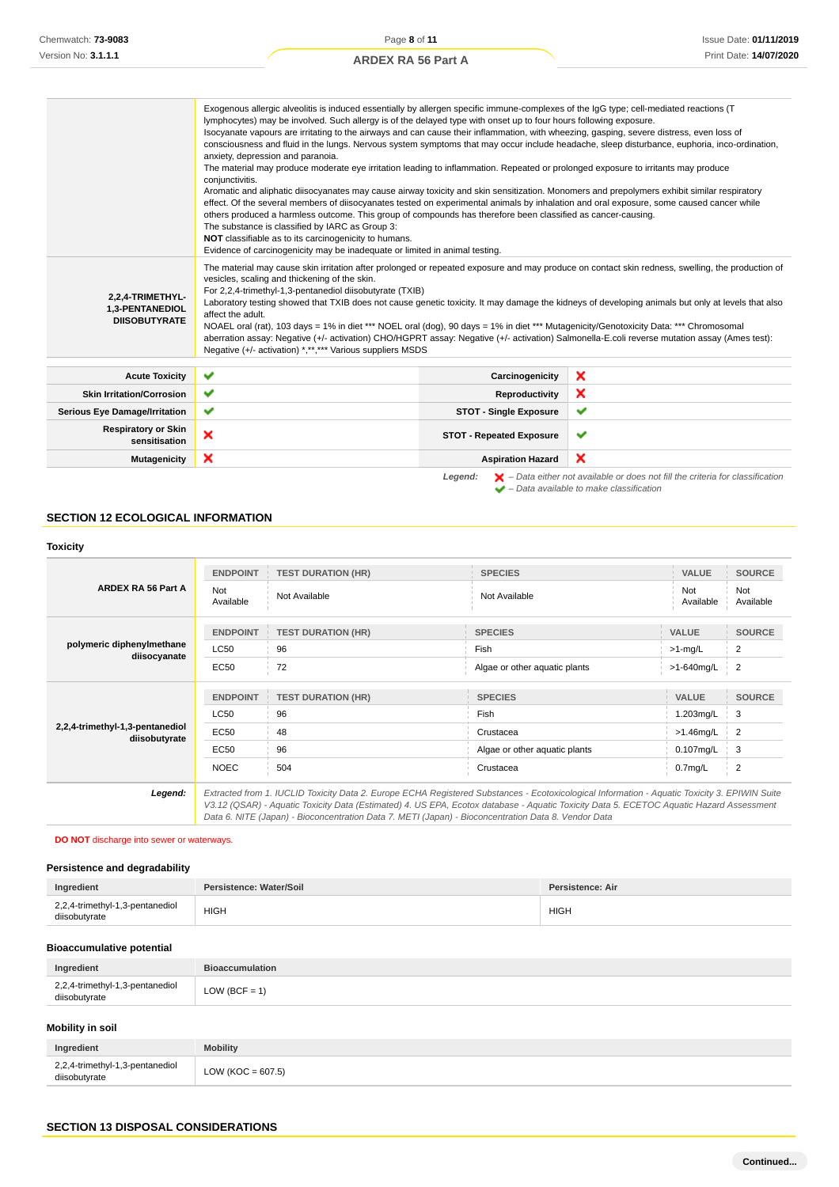| | |
|---|---|
| | Exogenous allergic alveolitis is induced essentially by allergen specific immune-complexes of the IgG type; cell-mediated reactions (T lymphocytes) may be involved. Such allergy is of the delayed type with onset up to four hours following exposure.<br>Isocyanate vapours are irritating to the airways and can cause their inflammation, with wheezing, gasping, severe distress, even loss of consciousness and fluid in the lungs. Nervous system symptoms that may occur include headache, sleep disturbance, euphoria, inco-ordination, anxiety, depression and paranoia.<br>The material may produce moderate eye irritation leading to inflammation. Repeated or prolonged exposure to irritants may produce conjunctivitis.<br>Aromatic and aliphatic diisocyanates may cause airway toxicity and skin sensitization. Monomers and prepolymers exhibit similar respiratory effect. Of the several members of diisocyanates tested on experimental animals by inhalation and oral exposure, some caused cancer while others produced a harmless outcome. This group of compounds has therefore been classified as cancer-causing.<br>The substance is classified by IARC as Group 3:<br>**NOT** classifiable as to its carcinogenicity to humans.<br>Evidence of carcinogenicity may be inadequate or limited in animal testing. |
| **2,2,4-TRIMETHYL-1,3-PENTANEDIOL DIISOBUTYRATE** | The material may cause skin irritation after prolonged or repeated exposure and may produce on contact skin redness, swelling, the production of vesicles, scaling and thickening of the skin.<br>For 2,2,4-trimethyl-1,3-pentanediol diisobutyrate (TXIB)<br>Laboratory testing showed that TXIB does not cause genetic toxicity. It may damage the kidneys of developing animals but only at levels that also affect the adult.<br>NOAEL oral (rat), 103 days = 1% in diet *** NOEL oral (dog), 90 days = 1% in diet *** Mutagenicity/Genotoxicity Data: *** Chromosomal aberration assay: Negative (+/- activation) CHO/HGPRT assay: Negative (+/- activation) Salmonella-E.coli reverse mutation assay (Ames test): Negative (+/- activation) *,**,*** Various suppliers MSDS |

| | | | |
|---|---|---|---|
| **Acute Toxicity** | ✔ | **Carcinogenicity** | ✘ |
| **Skin Irritation/Corrosion** | ✔ | **Reproductivity** | ✘ |
| **Serious Eye Damage/Irritation** | ✔ | **STOT - Single Exposure** | ✔ |
| **Respiratory or Skin sensitisation** | ✘ | **STOT - Repeated Exposure** | ✔ |
| **Mutagenicity** | ✘ | **Aspiration Hazard** | ✘ |

***Legend:*** *✘ – Data either not available or does not fill the criteria for classification*
*✔ – Data available to make classification*

## SECTION 12 ECOLOGICAL INFORMATION

### Toxicity

| | ENDPOINT | TEST DURATION (HR) | SPECIES | VALUE | SOURCE |
|---|---|---|---|---|---|
| **ARDEX RA 56 Part A** | Not Available | Not Available | Not Available | Not Available | Not Available |
| | ENDPOINT | TEST DURATION (HR) | SPECIES | VALUE | SOURCE |
| **polymeric diphenylmethane diisocyanate** | LC50 | 96 | Fish | >1-mg/L | 2 |
| | EC50 | 72 | Algae or other aquatic plants | >1-640mg/L | 2 |
| | ENDPOINT | TEST DURATION (HR) | SPECIES | VALUE | SOURCE |
| **2,2,4-trimethyl-1,3-pentanediol diisobutyrate** | LC50 | 96 | Fish | 1.203mg/L | 3 |
| | EC50 | 48 | Crustacea | >1.46mg/L | 2 |
| | EC50 | 96 | Algae or other aquatic plants | 0.107mg/L | 3 |
| | NOEC | 504 | Crustacea | 0.7mg/L | 2 |
| ***Legend:*** | *Extracted from 1. IUCLID Toxicity Data 2. Europe ECHA Registered Substances - Ecotoxicological Information - Aquatic Toxicity 3. EPIWIN Suite V3.12 (QSAR) - Aquatic Toxicity Data (Estimated) 4. US EPA, Ecotox database - Aquatic Toxicity Data 5. ECETOC Aquatic Hazard Assessment Data 6. NITE (Japan) - Bioconcentration Data 7. METI (Japan) - Bioconcentration Data 8. Vendor Data* | | | | |

**DO NOT** discharge into sewer or waterways.

### Persistence and degradability

| Ingredient | Persistence: Water/Soil | Persistence: Air |
|---|---|---|
| 2,2,4-trimethyl-1,3-pentanediol diisobutyrate | HIGH | HIGH |

### Bioaccumulative potential

| Ingredient | Bioaccumulation |
|---|---|
| 2,2,4-trimethyl-1,3-pentanediol diisobutyrate | LOW (BCF = 1) |

### Mobility in soil

| Ingredient | Mobility |
|---|---|
| 2,2,4-trimethyl-1,3-pentanediol diisobutyrate | LOW (KOC = 607.5) |

## SECTION 13 DISPOSAL CONSIDERATIONS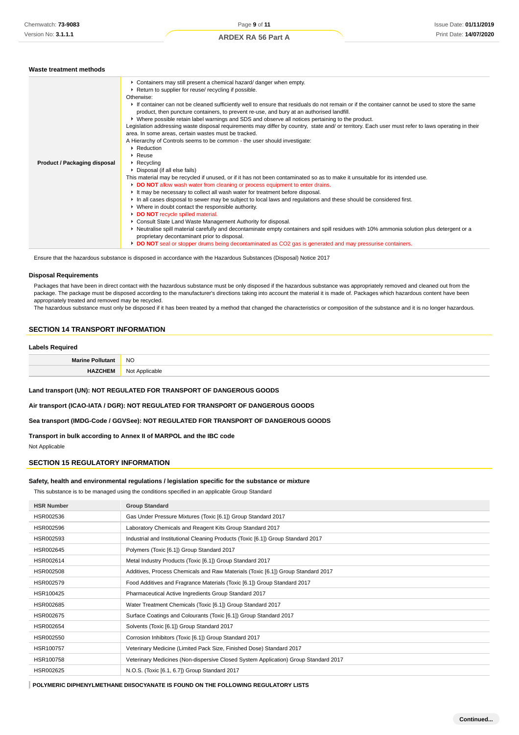### Waste treatment methods

| | |
|---|---|
| **Product / Packaging disposal** | ▸ Containers may still present a chemical hazard/ danger when empty.<br>▸ Return to supplier for reuse/ recycling if possible.<br>Otherwise:<br>▸ If container can not be cleaned sufficiently well to ensure that residuals do not remain or if the container cannot be used to store the same product, then puncture containers, to prevent re-use, and bury at an authorised landfill.<br>▸ Where possible retain label warnings and SDS and observe all notices pertaining to the product.<br>Legislation addressing waste disposal requirements may differ by country, state and/ or territory. Each user must refer to laws operating in their area. In some areas, certain wastes must be tracked.<br>A Hierarchy of Controls seems to be common - the user should investigate:<br>▸ Reduction<br>▸ Reuse<br>▸ Recycling<br>▸ Disposal (if all else fails)<br>This material may be recycled if unused, or if it has not been contaminated so as to make it unsuitable for its intended use.<br>▸ **DO NOT** allow wash water from cleaning or process equipment to enter drains.<br>▸ It may be necessary to collect all wash water for treatment before disposal.<br>▸ In all cases disposal to sewer may be subject to local laws and regulations and these should be considered first.<br>▸ Where in doubt contact the responsible authority.<br>▸ **DO NOT** recycle spilled material.<br>▸ Consult State Land Waste Management Authority for disposal.<br>▸ Neutralise spill material carefully and decontaminate empty containers and spill residues with 10% ammonia solution plus detergent or a proprietary decontaminant prior to disposal.<br>▸ **DO NOT** seal or stopper drums being decontaminated as $CO_2$ gas is generated and may pressurise containers. |

Ensure that the hazardous substance is disposed in accordance with the Hazardous Substances (Disposal) Notice 2017

### Disposal Requirements

Packages that have been in direct contact with the hazardous substance must be only disposed if the hazardous substance was appropriately removed and cleaned out from the package. The package must be disposed according to the manufacturer's directions taking into account the material it is made of. Packages which hazardous content have been appropriately treated and removed may be recycled.
The hazardous substance must only be disposed if it has been treated by a method that changed the characteristics or composition of the substance and it is no longer hazardous.

## SECTION 14 TRANSPORT INFORMATION

### Labels Required

| | |
|---|---|
| **Marine Pollutant** | NO |
| **HAZCHEM** | Not Applicable |

**Land transport (UN): NOT REGULATED FOR TRANSPORT OF DANGEROUS GOODS**

**Air transport (ICAO-IATA / DGR): NOT REGULATED FOR TRANSPORT OF DANGEROUS GOODS**

**Sea transport (IMDG-Code / GGVSee): NOT REGULATED FOR TRANSPORT OF DANGEROUS GOODS**

**Transport in bulk according to Annex II of MARPOL and the IBC code**

Not Applicable

## SECTION 15 REGULATORY INFORMATION

### Safety, health and environmental regulations / legislation specific for the substance or mixture

This substance is to be managed using the conditions specified in an applicable Group Standard

| HSR Number | Group Standard |
|---|---|
| HSR002536 | Gas Under Pressure Mixtures (Toxic [6.1]) Group Standard 2017 |
| HSR002596 | Laboratory Chemicals and Reagent Kits Group Standard 2017 |
| HSR002593 | Industrial and Institutional Cleaning Products (Toxic [6.1]) Group Standard 2017 |
| HSR002645 | Polymers (Toxic [6.1]) Group Standard 2017 |
| HSR002614 | Metal Industry Products (Toxic [6.1]) Group Standard 2017 |
| HSR002508 | Additives, Process Chemicals and Raw Materials (Toxic [6.1]) Group Standard 2017 |
| HSR002579 | Food Additives and Fragrance Materials (Toxic [6.1]) Group Standard 2017 |
| HSR100425 | Pharmaceutical Active Ingredients Group Standard 2017 |
| HSR002685 | Water Treatment Chemicals (Toxic [6.1]) Group Standard 2017 |
| HSR002675 | Surface Coatings and Colourants (Toxic [6.1]) Group Standard 2017 |
| HSR002654 | Solvents (Toxic [6.1]) Group Standard 2017 |
| HSR002550 | Corrosion Inhibitors (Toxic [6.1]) Group Standard 2017 |
| HSR100757 | Veterinary Medicine (Limited Pack Size, Finished Dose) Standard 2017 |
| HSR100758 | Veterinary Medicines (Non-dispersive Closed System Application) Group Standard 2017 |
| HSR002625 | N.O.S. (Toxic [6.1, 6.7]) Group Standard 2017 |

**POLYMERIC DIPHENYLMETHANE DIISOCYANATE IS FOUND ON THE FOLLOWING REGULATORY LISTS**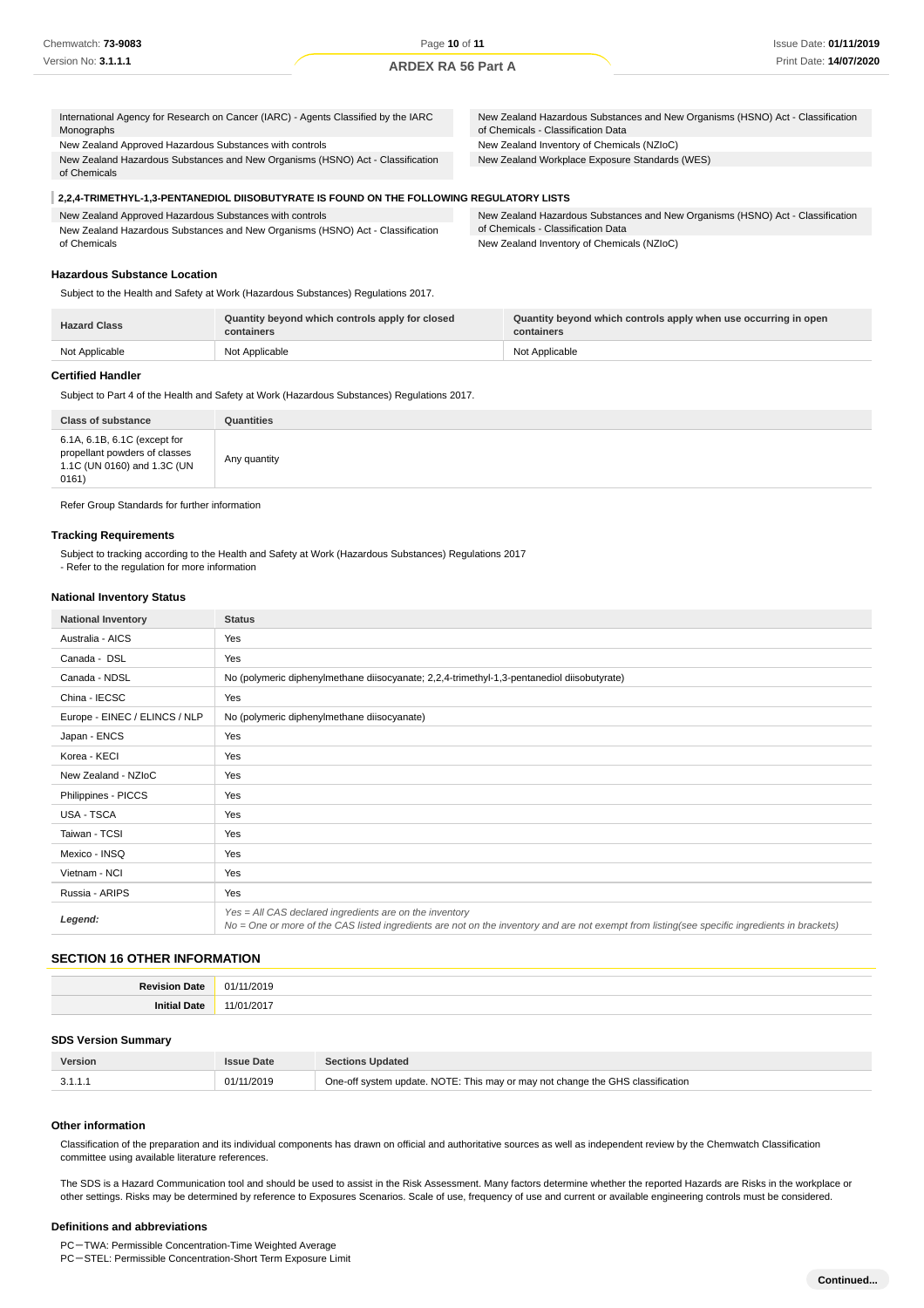| | |
|---|---|
| International Agency for Research on Cancer (IARC) - Agents Classified by the IARC Monographs | New Zealand Hazardous Substances and New Organisms (HSNO) Act - Classification of Chemicals - Classification Data |
| New Zealand Approved Hazardous Substances with controls | New Zealand Inventory of Chemicals (NZIoC) |
| New Zealand Hazardous Substances and New Organisms (HSNO) Act - Classification of Chemicals | New Zealand Workplace Exposure Standards (WES) |

**2,2,4-TRIMETHYL-1,3-PENTANEDIOL DIISOBUTYRATE IS FOUND ON THE FOLLOWING REGULATORY LISTS**

| | |
|---|---|
| New Zealand Approved Hazardous Substances with controls | New Zealand Hazardous Substances and New Organisms (HSNO) Act - Classification of Chemicals - Classification Data |
| New Zealand Hazardous Substances and New Organisms (HSNO) Act - Classification of Chemicals | New Zealand Inventory of Chemicals (NZIoC) |

### Hazardous Substance Location

Subject to the Health and Safety at Work (Hazardous Substances) Regulations 2017.

| Hazard Class | Quantity beyond which controls apply for closed containers | Quantity beyond which controls apply when use occurring in open containers |
|---|---|---|
| Not Applicable | Not Applicable | Not Applicable |

### Certified Handler

Subject to Part 4 of the Health and Safety at Work (Hazardous Substances) Regulations 2017.

| Class of substance | Quantities |
|---|---|
| 6.1A, 6.1B, 6.1C (except for propellant powders of classes 1.1C (UN 0160) and 1.3C (UN 0161) | Any quantity |

Refer Group Standards for further information

### Tracking Requirements

Subject to tracking according to the Health and Safety at Work (Hazardous Substances) Regulations 2017
- Refer to the regulation for more information

### National Inventory Status

| National Inventory | Status |
|---|---|
| Australia - AICS | Yes |
| Canada - DSL | Yes |
| Canada - NDSL | No (polymeric diphenylmethane diisocyanate; 2,2,4-trimethyl-1,3-pentanediol diisobutyrate) |
| China - IECSC | Yes |
| Europe - EINEC / ELINCS / NLP | No (polymeric diphenylmethane diisocyanate) |
| Japan - ENCS | Yes |
| Korea - KECI | Yes |
| New Zealand - NZIoC | Yes |
| Philippines - PICCS | Yes |
| USA - TSCA | Yes |
| Taiwan - TCSI | Yes |
| Mexico - INSQ | Yes |
| Vietnam - NCI | Yes |
| Russia - ARIPS | Yes |
| ***Legend:*** | *Yes = All CAS declared ingredients are on the inventory*<br>*No = One or more of the CAS listed ingredients are not on the inventory and are not exempt from listing(see specific ingredients in brackets)* |

## SECTION 16 OTHER INFORMATION

| | |
|---|---|
| **Revision Date** | 01/11/2019 |
| **Initial Date** | 11/01/2017 |

### SDS Version Summary

| Version | Issue Date | Sections Updated |
|---|---|---|
| 3.1.1.1 | 01/11/2019 | One-off system update. NOTE: This may or may not change the GHS classification |

### Other information

Classification of the preparation and its individual components has drawn on official and authoritative sources as well as independent review by the Chemwatch Classification committee using available literature references.

The SDS is a Hazard Communication tool and should be used to assist in the Risk Assessment. Many factors determine whether the reported Hazards are Risks in the workplace or other settings. Risks may be determined by reference to Exposures Scenarios. Scale of use, frequency of use and current or available engineering controls must be considered.

### Definitions and abbreviations

PC－TWA: Permissible Concentration-Time Weighted Average
PC－STEL: Permissible Concentration-Short Term Exposure Limit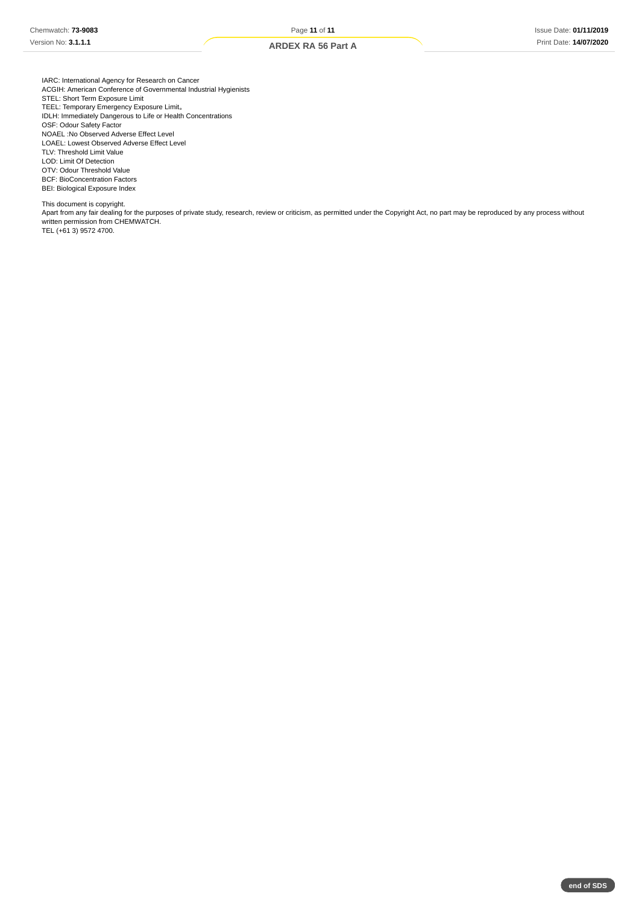IARC: International Agency for Research on Cancer
ACGIH: American Conference of Governmental Industrial Hygienists
STEL: Short Term Exposure Limit
TEEL: Temporary Emergency Exposure Limit。
IDLH: Immediately Dangerous to Life or Health Concentrations
OSF: Odour Safety Factor
NOAEL :No Observed Adverse Effect Level
LOAEL: Lowest Observed Adverse Effect Level
TLV: Threshold Limit Value
LOD: Limit Of Detection
OTV: Odour Threshold Value
BCF: BioConcentration Factors
BEI: Biological Exposure Index

This document is copyright.
Apart from any fair dealing for the purposes of private study, research, review or criticism, as permitted under the Copyright Act, no part may be reproduced by any process without written permission from CHEMWATCH.
TEL (+61 3) 9572 4700.

**end of SDS**